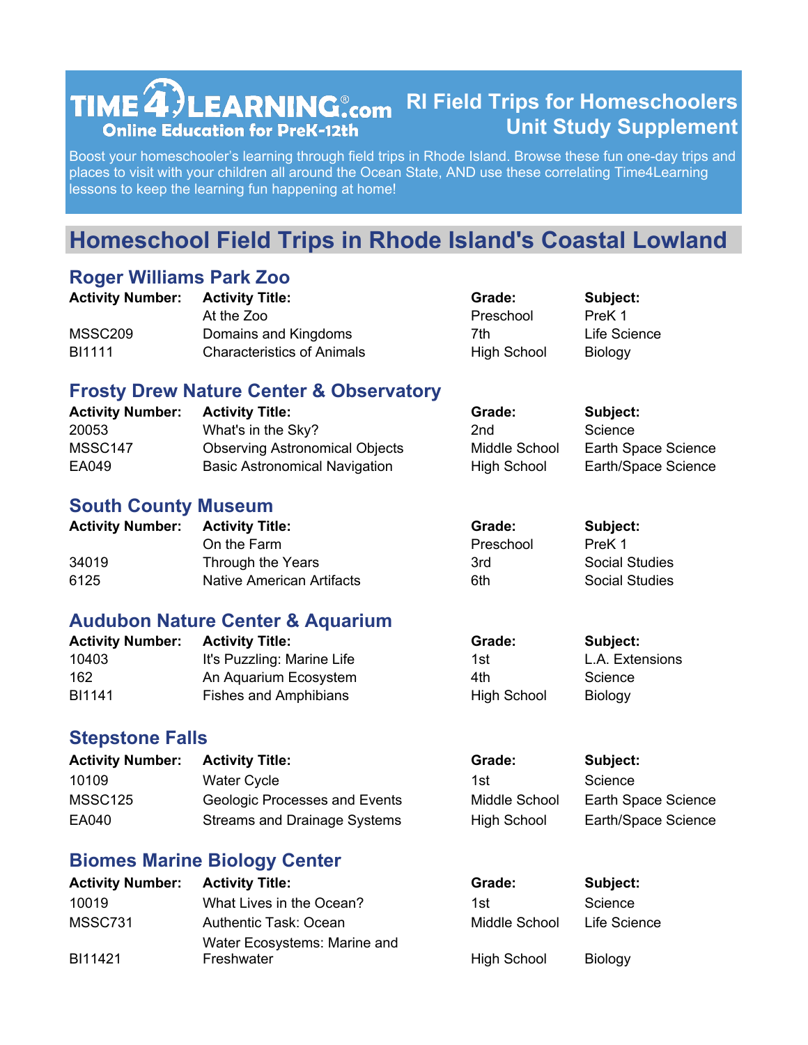# TIME4LEARNING.com
**Online Education for PreK-12th**

## RI Field Trips for Homeschoolers
## Unit Study Supplement

Boost your homeschooler's learning through field trips in Rhode Island. Browse these fun one-day trips and places to visit with your children all around the Ocean State, AND use these correlating Time4Learning lessons to keep the learning fun happening at home!

## Homeschool Field Trips in Rhode Island's Coastal Lowland

### Roger Williams Park Zoo

| Activity Number: | Activity Title: | Grade: | Subject: |
|---|---|---|---|
| | At the Zoo | Preschool | PreK 1 |
| MSSC209 | Domains and Kingdoms | 7th | Life Science |
| BI1111 | Characteristics of Animals | High School | Biology |

### Frosty Drew Nature Center & Observatory

| Activity Number: | Activity Title: | Grade: | Subject: |
|---|---|---|---|
| 20053 | What's in the Sky? | 2nd | Science |
| MSSC147 | Observing Astronomical Objects | Middle School | Earth Space Science |
| EA049 | Basic Astronomical Navigation | High School | Earth/Space Science |

### South County Museum

| Activity Number: | Activity Title: | Grade: | Subject: |
|---|---|---|---|
| | On the Farm | Preschool | PreK 1 |
| 34019 | Through the Years | 3rd | Social Studies |
| 6125 | Native American Artifacts | 6th | Social Studies |

### Audubon Nature Center & Aquarium

| Activity Number: | Activity Title: | Grade: | Subject: |
|---|---|---|---|
| 10403 | It's Puzzling: Marine Life | 1st | L.A. Extensions |
| 162 | An Aquarium Ecosystem | 4th | Science |
| BI1141 | Fishes and Amphibians | High School | Biology |

### Stepstone Falls

| Activity Number: | Activity Title: | Grade: | Subject: |
|---|---|---|---|
| 10109 | Water Cycle | 1st | Science |
| MSSC125 | Geologic Processes and Events | Middle School | Earth Space Science |
| EA040 | Streams and Drainage Systems | High School | Earth/Space Science |

### Biomes Marine Biology Center

| Activity Number: | Activity Title: | Grade: | Subject: |
|---|---|---|---|
| 10019 | What Lives in the Ocean? | 1st | Science |
| MSSC731 | Authentic Task: Ocean | Middle School | Life Science |
| BI11421 | Water Ecosystems: Marine and Freshwater | High School | Biology |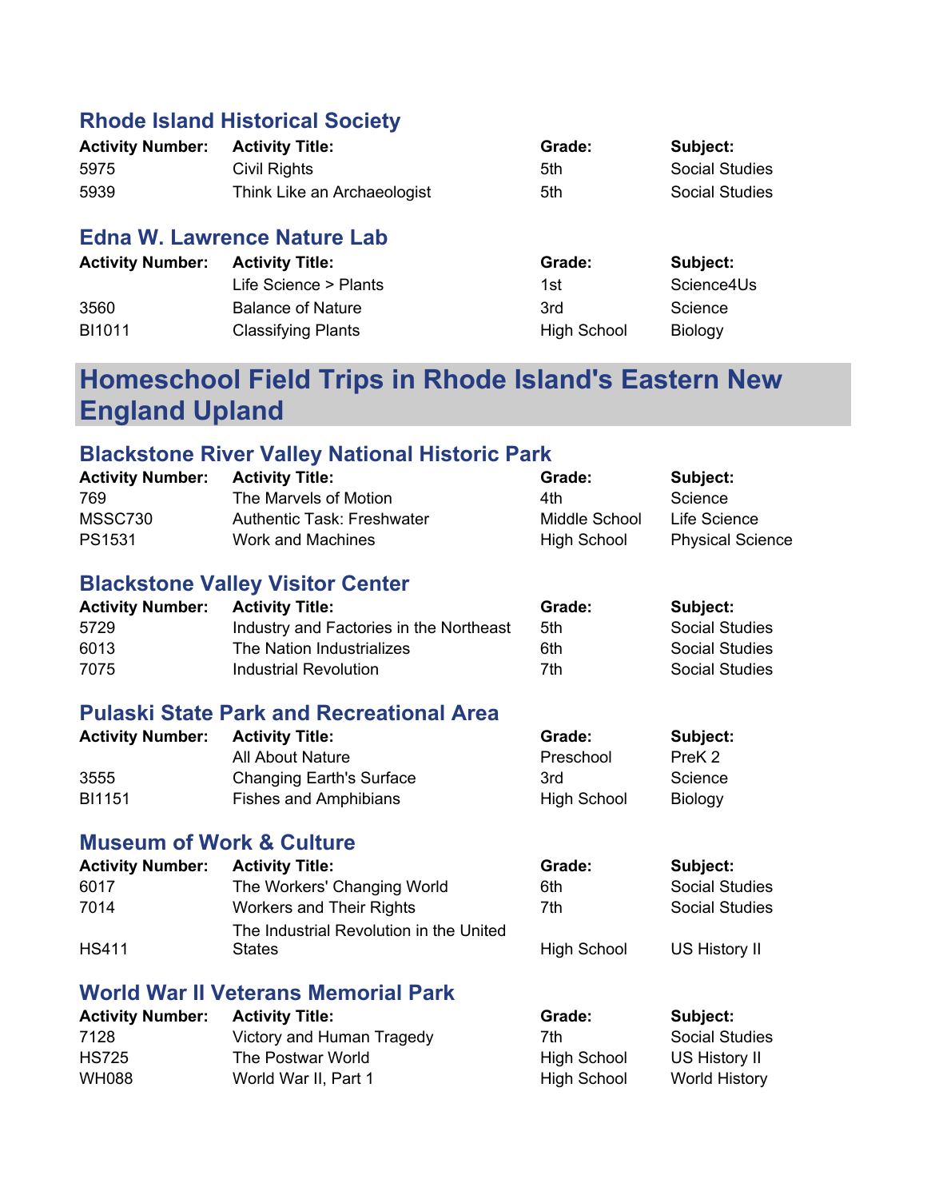### Rhode Island Historical Society

| Activity Number: | Activity Title: | Grade: | Subject: |
|---|---|---|---|
| 5975 | Civil Rights | 5th | Social Studies |
| 5939 | Think Like an Archaeologist | 5th | Social Studies |

### Edna W. Lawrence Nature Lab

| Activity Number: | Activity Title: | Grade: | Subject: |
|---|---|---|---|
| | Life Science > Plants | 1st | Science4Us |
| 3560 | Balance of Nature | 3rd | Science |
| BI1011 | Classifying Plants | High School | Biology |

## Homeschool Field Trips in Rhode Island's Eastern New England Upland

### Blackstone River Valley National Historic Park

| Activity Number: | Activity Title: | Grade: | Subject: |
|---|---|---|---|
| 769 | The Marvels of Motion | 4th | Science |
| MSSC730 | Authentic Task: Freshwater | Middle School | Life Science |
| PS1531 | Work and Machines | High School | Physical Science |

### Blackstone Valley Visitor Center

| Activity Number: | Activity Title: | Grade: | Subject: |
|---|---|---|---|
| 5729 | Industry and Factories in the Northeast | 5th | Social Studies |
| 6013 | The Nation Industrializes | 6th | Social Studies |
| 7075 | Industrial Revolution | 7th | Social Studies |

### Pulaski State Park and Recreational Area

| Activity Number: | Activity Title: | Grade: | Subject: |
|---|---|---|---|
| | All About Nature | Preschool | PreK 2 |
| 3555 | Changing Earth's Surface | 3rd | Science |
| BI1151 | Fishes and Amphibians | High School | Biology |

### Museum of Work & Culture

| Activity Number: | Activity Title: | Grade: | Subject: |
|---|---|---|---|
| 6017 | The Workers' Changing World | 6th | Social Studies |
| 7014 | Workers and Their Rights | 7th | Social Studies |
| HS411 | The Industrial Revolution in the United States | High School | US History II |

### World War II Veterans Memorial Park

| Activity Number: | Activity Title: | Grade: | Subject: |
|---|---|---|---|
| 7128 | Victory and Human Tragedy | 7th | Social Studies |
| HS725 | The Postwar World | High School | US History II |
| WH088 | World War II, Part 1 | High School | World History |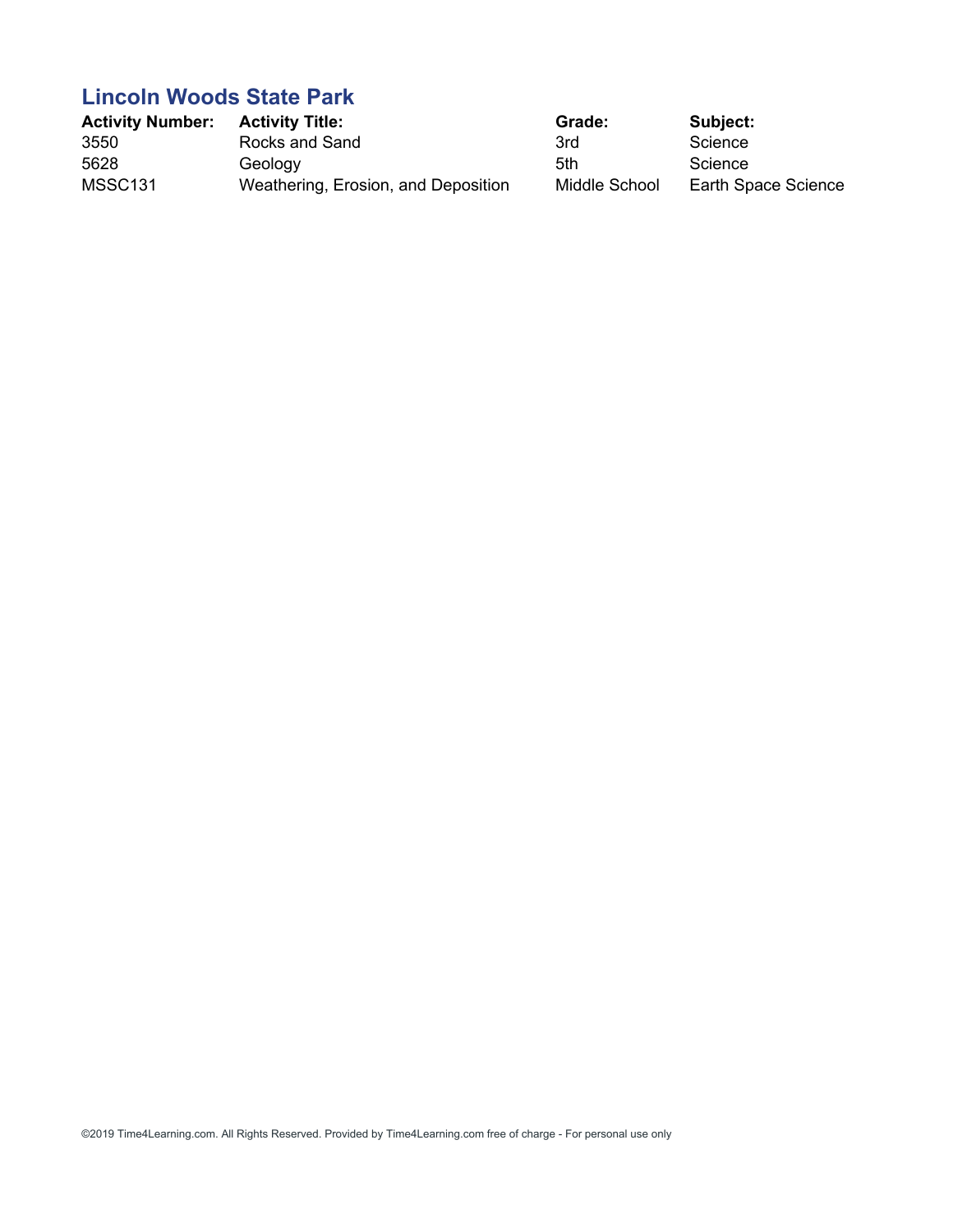## Lincoln Woods State Park

| Activity Number: | Activity Title: | Grade: | Subject: |
| --- | --- | --- | --- |
| 3550 | Rocks and Sand | 3rd | Science |
| 5628 | Geology | 5th | Science |
| MSSC131 | Weathering, Erosion, and Deposition | Middle School | Earth Space Science |

©2019 Time4Learning.com. All Rights Reserved. Provided by Time4Learning.com free of charge - For personal use only